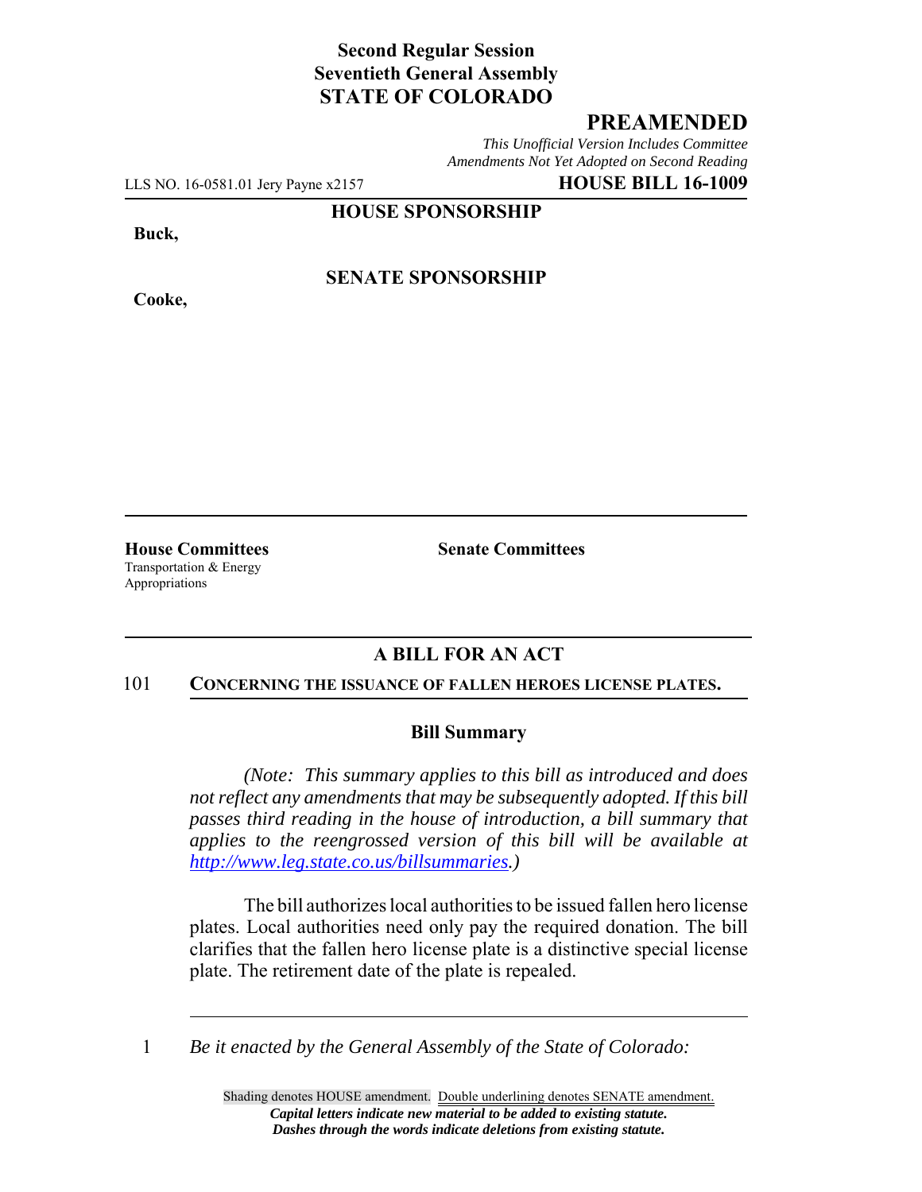**Second Regular Session**
**Seventieth General Assembly**
**STATE OF COLORADO**

# PREAMENDED

*This Unofficial Version Includes Committee Amendments Not Yet Adopted on Second Reading*

LLS NO. 16-0581.01 Jery Payne x2157 **HOUSE BILL 16-1009**

**HOUSE SPONSORSHIP**

**Buck,**

**SENATE SPONSORSHIP**

**Cooke,**

**House Committees**
Transportation & Energy
Appropriations

**Senate Committees**

## A BILL FOR AN ACT

101 **CONCERNING THE ISSUANCE OF FALLEN HEROES LICENSE PLATES.**

### Bill Summary

*(Note: This summary applies to this bill as introduced and does not reflect any amendments that may be subsequently adopted. If this bill passes third reading in the house of introduction, a bill summary that applies to the reengrossed version of this bill will be available at http://www.leg.state.co.us/billsummaries.)*

The bill authorizes local authorities to be issued fallen hero license plates. Local authorities need only pay the required donation. The bill clarifies that the fallen hero license plate is a distinctive special license plate. The retirement date of the plate is repealed.

1 *Be it enacted by the General Assembly of the State of Colorado:*

Shading denotes HOUSE amendment. Double underlining denotes SENATE amendment.
***Capital letters indicate new material to be added to existing statute.***
***Dashes through the words indicate deletions from existing statute.***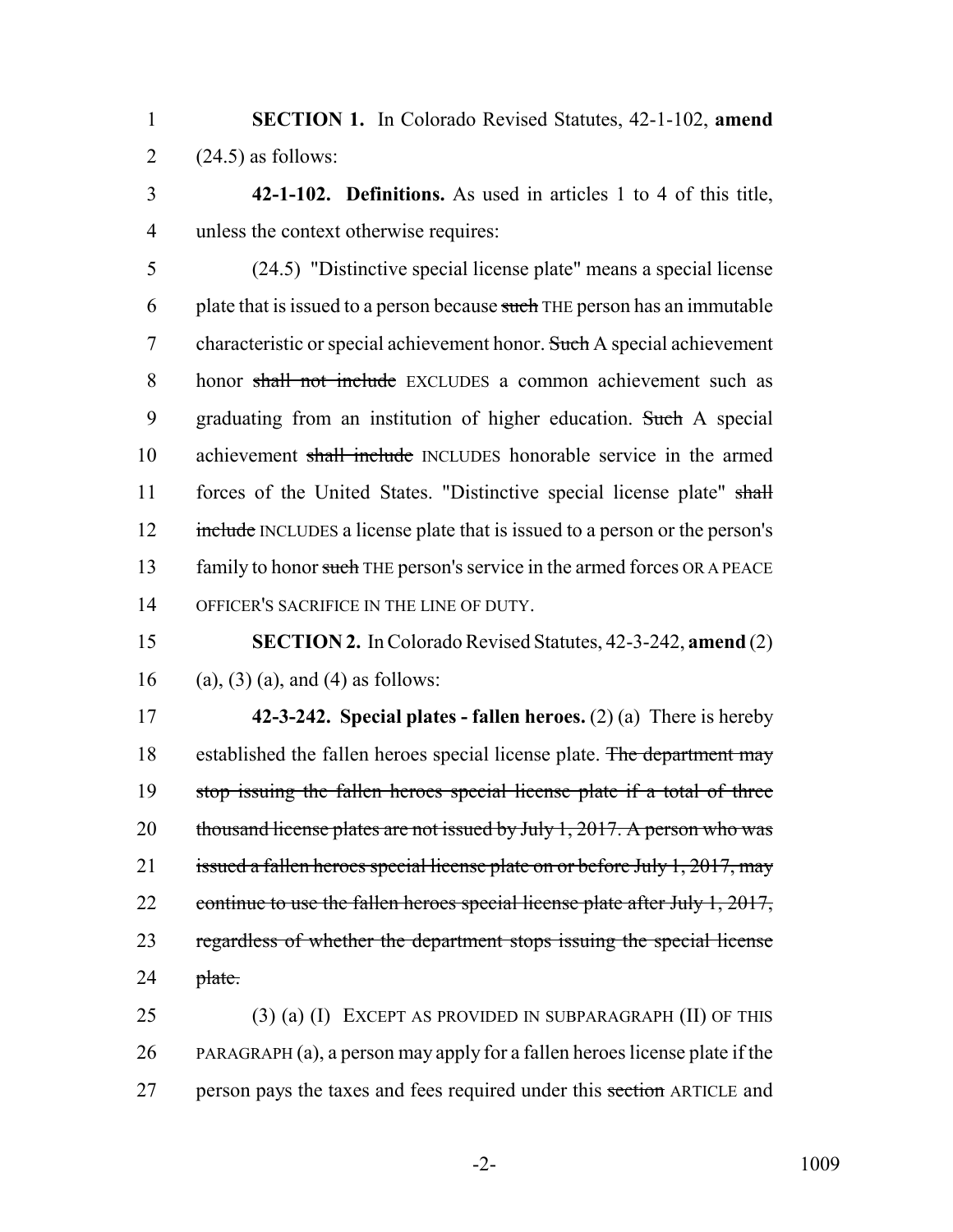**SECTION 1.** In Colorado Revised Statutes, 42-1-102, **amend** (24.5) as follows:

**42-1-102. Definitions.** As used in articles 1 to 4 of this title, unless the context otherwise requires:

(24.5) "Distinctive special license plate" means a special license plate that is issued to a person because ~~such~~ THE person has an immutable characteristic or special achievement honor. ~~Such~~ A special achievement honor ~~shall not include~~ EXCLUDES a common achievement such as graduating from an institution of higher education. ~~Such~~ A special achievement ~~shall include~~ INCLUDES honorable service in the armed forces of the United States. "Distinctive special license plate" ~~shall include~~ INCLUDES a license plate that is issued to a person or the person's family to honor ~~such~~ THE person's service in the armed forces OR A PEACE OFFICER'S SACRIFICE IN THE LINE OF DUTY.

**SECTION 2.** In Colorado Revised Statutes, 42-3-242, **amend** (2) (a), (3) (a), and (4) as follows:

**42-3-242. Special plates - fallen heroes.** (2) (a) There is hereby established the fallen heroes special license plate. ~~The department may stop issuing the fallen heroes special license plate if a total of three thousand license plates are not issued by July 1, 2017. A person who was issued a fallen heroes special license plate on or before July 1, 2017, may continue to use the fallen heroes special license plate after July 1, 2017, regardless of whether the department stops issuing the special license plate.~~

(3) (a) (I) EXCEPT AS PROVIDED IN SUBPARAGRAPH (II) OF THIS PARAGRAPH (a), a person may apply for a fallen heroes license plate if the person pays the taxes and fees required under this ~~section~~ ARTICLE and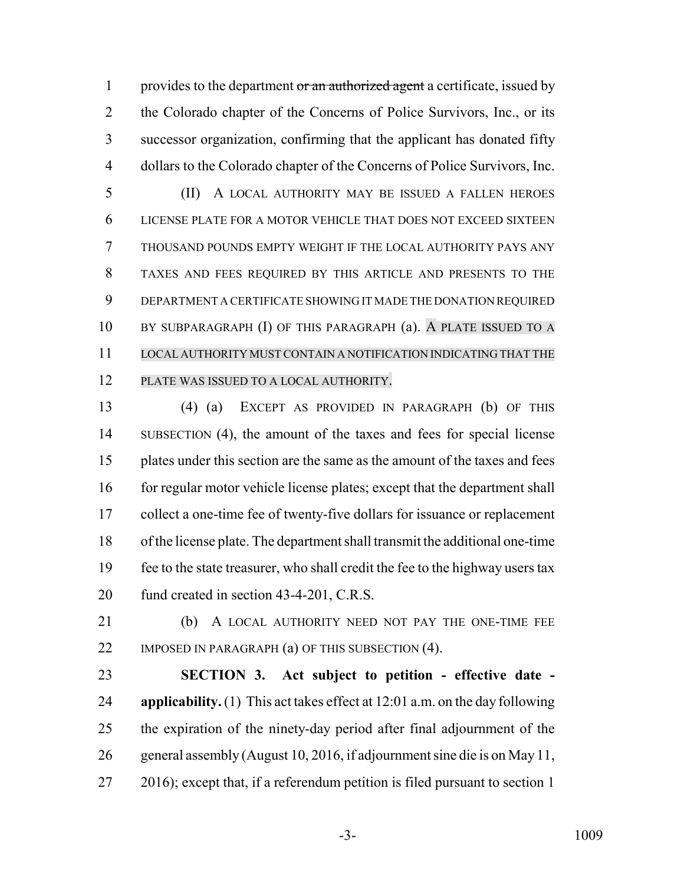provides to the department ~~or an authorized agent~~ a certificate, issued by the Colorado chapter of the Concerns of Police Survivors, Inc., or its successor organization, confirming that the applicant has donated fifty dollars to the Colorado chapter of the Concerns of Police Survivors, Inc.

(II) A LOCAL AUTHORITY MAY BE ISSUED A FALLEN HEROES LICENSE PLATE FOR A MOTOR VEHICLE THAT DOES NOT EXCEED SIXTEEN THOUSAND POUNDS EMPTY WEIGHT IF THE LOCAL AUTHORITY PAYS ANY TAXES AND FEES REQUIRED BY THIS ARTICLE AND PRESENTS TO THE DEPARTMENT A CERTIFICATE SHOWING IT MADE THE DONATION REQUIRED BY SUBPARAGRAPH (I) OF THIS PARAGRAPH (a). A PLATE ISSUED TO A LOCAL AUTHORITY MUST CONTAIN A NOTIFICATION INDICATING THAT THE PLATE WAS ISSUED TO A LOCAL AUTHORITY.

(4) (a) EXCEPT AS PROVIDED IN PARAGRAPH (b) OF THIS SUBSECTION (4), the amount of the taxes and fees for special license plates under this section are the same as the amount of the taxes and fees for regular motor vehicle license plates; except that the department shall collect a one-time fee of twenty-five dollars for issuance or replacement of the license plate. The department shall transmit the additional one-time fee to the state treasurer, who shall credit the fee to the highway users tax fund created in section 43-4-201, C.R.S.

(b) A LOCAL AUTHORITY NEED NOT PAY THE ONE-TIME FEE IMPOSED IN PARAGRAPH (a) OF THIS SUBSECTION (4).

**SECTION 3. Act subject to petition - effective date - applicability.** (1) This act takes effect at 12:01 a.m. on the day following the expiration of the ninety-day period after final adjournment of the general assembly (August 10, 2016, if adjournment sine die is on May 11, 2016); except that, if a referendum petition is filed pursuant to section 1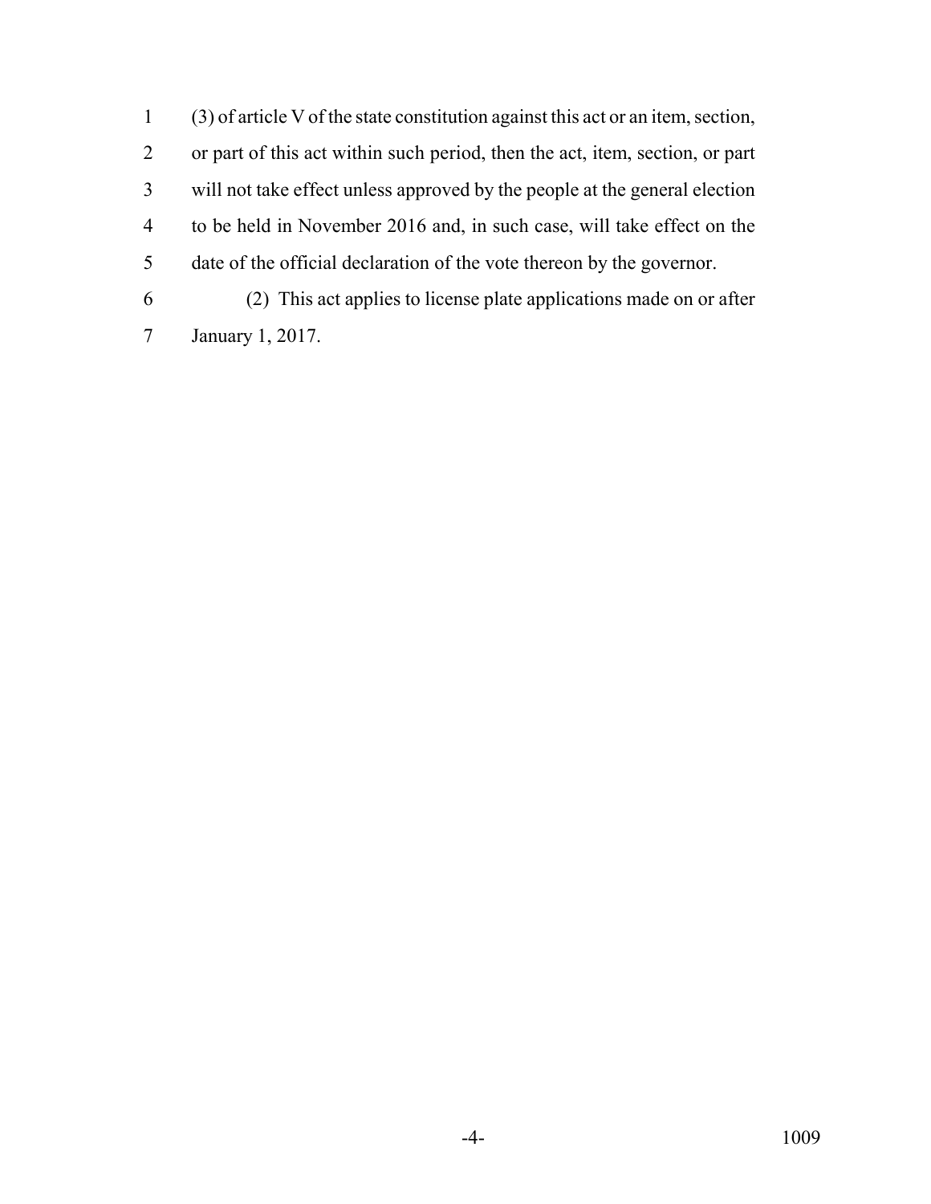(3) of article V of the state constitution against this act or an item, section, or part of this act within such period, then the act, item, section, or part will not take effect unless approved by the people at the general election to be held in November 2016 and, in such case, will take effect on the date of the official declaration of the vote thereon by the governor.

(2) This act applies to license plate applications made on or after January 1, 2017.